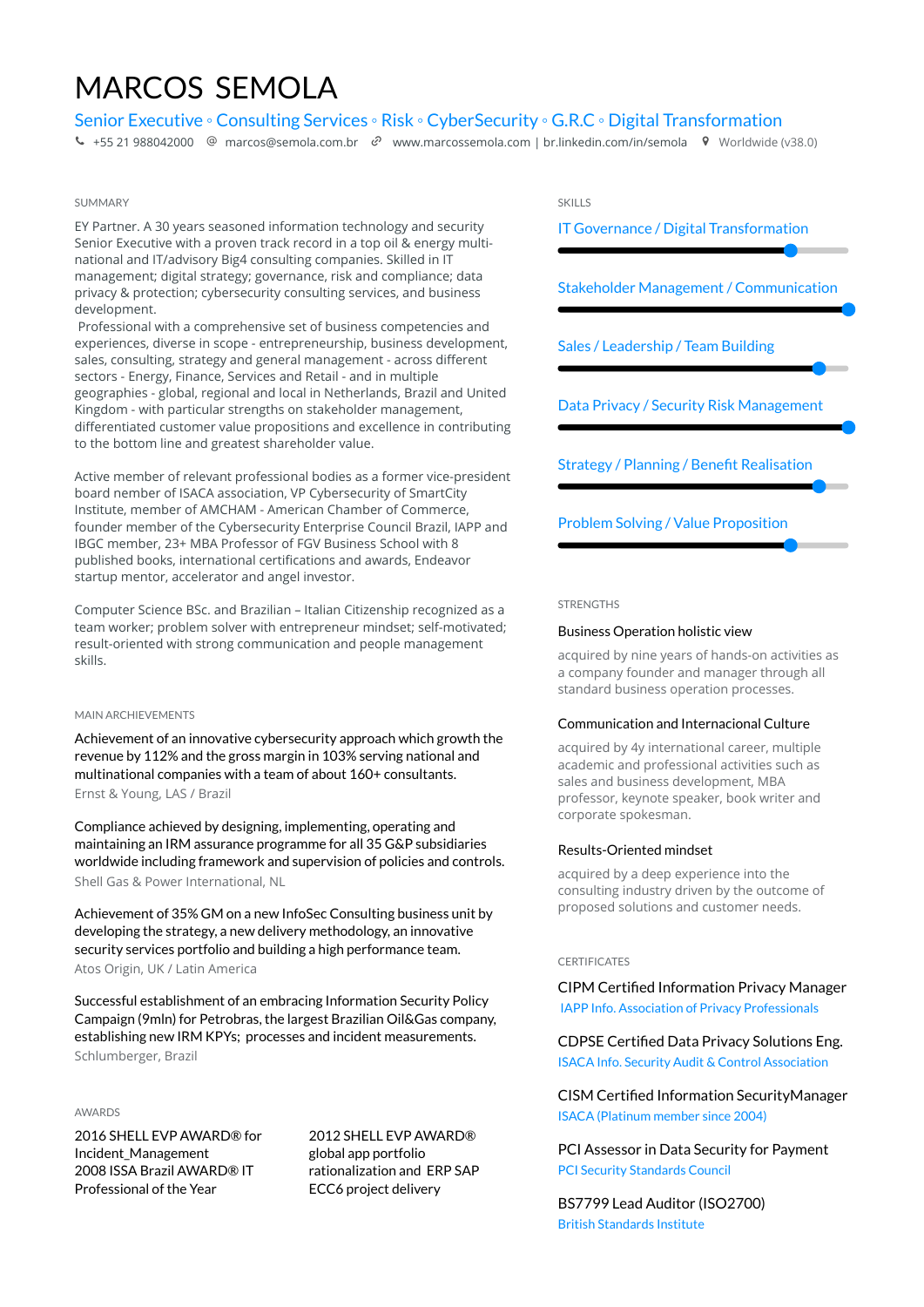# MARCOS SEMOLA

Senior Executive ◦ Consulting Services ◦ Risk ◦ CyberSecurity ◦ G.R.C ◦ Digital Transformation

+55 21 988042000 | marcos@semola.com.br | www.marcossemola.com | br.linkedin.com/in/semola | Worldwide (v38.0)

## SUMMARY

EY Partner. A 30 years seasoned information technology and security Senior Executive with a proven track record in a top oil & energy multi-national and IT/advisory Big4 consulting companies. Skilled in IT management; digital strategy; governance, risk and compliance; data privacy & protection; cybersecurity consulting services, and business development.

Professional with a comprehensive set of business competencies and experiences, diverse in scope - entrepreneurship, business development, sales, consulting, strategy and general management - across different sectors - Energy, Finance, Services and Retail - and in multiple geographies - global, regional and local in Netherlands, Brazil and United Kingdom - with particular strengths on stakeholder management, differentiated customer value propositions and excellence in contributing to the bottom line and greatest shareholder value.

Active member of relevant professional bodies as a former vice-president board member of ISACA association, VP Cybersecurity of SmartCity Institute, member of AMCHAM - American Chamber of Commerce, founder member of the Cybersecurity Enterprise Council Brazil, IAPP and IBGC member, 23+ MBA Professor of FGV Business School with 8 published books, international certifications and awards, Endeavor startup mentor, accelerator and angel investor.

Computer Science BSc. and Brazilian – Italian Citizenship recognized as a team worker; problem solver with entrepreneur mindset; self-motivated; result-oriented with strong communication and people management skills.

## MAIN ARCHIEVEMENTS

Achievement of an innovative cybersecurity approach which growth the revenue by 112% and the gross margin in 103% serving national and multinational companies with a team of about 160+ consultants.
Ernst & Young, LAS / Brazil

Compliance achieved by designing, implementing, operating and maintaining an IRM assurance programme for all 35 G&P subsidiaries worldwide including framework and supervision of policies and controls.
Shell Gas & Power International, NL

Achievement of 35% GM on a new InfoSec Consulting business unit by developing the strategy, a new delivery methodology, an innovative security services portfolio and building a high performance team.
Atos Origin, UK / Latin America

Successful establishment of an embracing Information Security Policy Campaign (9mln) for Petrobras, the largest Brazilian Oil&Gas company, establishing new IRM KPYs; processes and incident measurements.
Schlumberger, Brazil

## AWARDS

2016 SHELL EVP AWARD® for Incident_Management
2008 ISSA Brazil AWARD® IT Professional of the Year

2012 SHELL EVP AWARD® global app portfolio rationalization and ERP SAP ECC6 project delivery

## SKILLS

- IT Governance / Digital Transformation
- Stakeholder Management / Communication
- Sales / Leadership / Team Building
- Data Privacy / Security Risk Management
- Strategy / Planning / Benefit Realisation
- Problem Solving / Value Proposition

## STRENGTHS

**Business Operation holistic view**

acquired by nine years of hands-on activities as a company founder and manager through all standard business operation processes.

**Communication and Internacional Culture**

acquired by 4y international career, multiple academic and professional activities such as sales and business development, MBA professor, keynote speaker, book writer and corporate spokesman.

**Results-Oriented mindset**

acquired by a deep experience into the consulting industry driven by the outcome of proposed solutions and customer needs.

## CERTIFICATES

CIPM Certified Information Privacy Manager
IAPP Info. Association of Privacy Professionals

CDPSE Certified Data Privacy Solutions Eng.
ISACA Info. Security Audit & Control Association

CISM Certified Information SecurityManager
ISACA (Platinum member since 2004)

PCI Assessor in Data Security for Payment
PCI Security Standards Council

BS7799 Lead Auditor (ISO2700)
British Standards Institute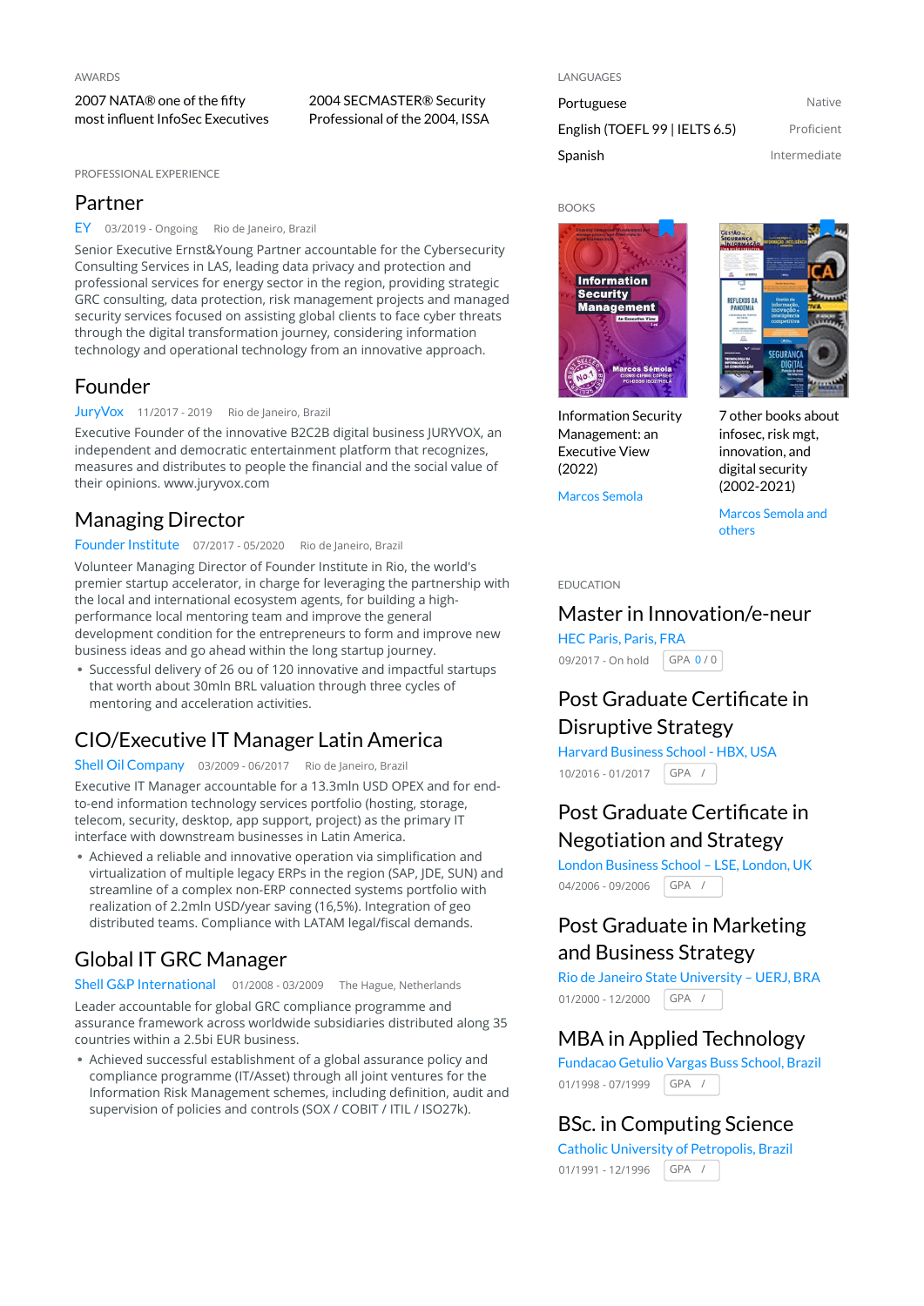## AWARDS

2007 NATA® one of the fifty most influent InfoSec Executives

2004 SECMASTER® Security Professional of the 2004, ISSA

## PROFESSIONAL EXPERIENCE

### Partner

EY 03/2019 - Ongoing Rio de Janeiro, Brazil

Senior Executive Ernst&Young Partner accountable for the Cybersecurity Consulting Services in LAS, leading data privacy and protection and professional services for energy sector in the region, providing strategic GRC consulting, data protection, risk management projects and managed security services focused on assisting global clients to face cyber threats through the digital transformation journey, considering information technology and operational technology from an innovative approach.

### Founder

JuryVox 11/2017 - 2019 Rio de Janeiro, Brazil

Executive Founder of the innovative B2C2B digital business JURYVOX, an independent and democratic entertainment platform that recognizes, measures and distributes to people the financial and the social value of their opinions. www.juryvox.com

### Managing Director

Founder Institute 07/2017 - 05/2020 Rio de Janeiro, Brazil

Volunteer Managing Director of Founder Institute in Rio, the world's premier startup accelerator, in charge for leveraging the partnership with the local and international ecosystem agents, for building a high-performance local mentoring team and improve the general development condition for the entrepreneurs to form and improve new business ideas and go ahead within the long startup journey.

- Successful delivery of 26 ou of 120 innovative and impactful startups that worth about 30mln BRL valuation through three cycles of mentoring and acceleration activities.

### CIO/Executive IT Manager Latin America

Shell Oil Company 03/2009 - 06/2017 Rio de Janeiro, Brazil

Executive IT Manager accountable for a 13.3mln USD OPEX and for end-to-end information technology services portfolio (hosting, storage, telecom, security, desktop, app support, project) as the primary IT interface with downstream businesses in Latin America.

- Achieved a reliable and innovative operation via simplification and virtualization of multiple legacy ERPs in the region (SAP, JDE, SUN) and streamline of a complex non-ERP connected systems portfolio with realization of 2.2mln USD/year saving (16,5%). Integration of geo distributed teams. Compliance with LATAM legal/fiscal demands.

### Global IT GRC Manager

Shell G&P International 01/2008 - 03/2009 The Hague, Netherlands

Leader accountable for global GRC compliance programme and assurance framework across worldwide subsidiaries distributed along 35 countries within a 2.5bi EUR business.

- Achieved successful establishment of a global assurance policy and compliance programme (IT/Asset) through all joint ventures for the Information Risk Management schemes, including definition, audit and supervision of policies and controls (SOX / COBIT / ITIL / ISO27k).

## LANGUAGES

| Language | Level |
|---|---|
| Portuguese | Native |
| English (TOEFL 99 \| IELTS 6.5) | Proficient |
| Spanish | Intermediate |

## BOOKS

Information Security Management: an Executive View (2022)
Marcos Semola

7 other books about infosec, risk mgt, innovation, and digital security (2002-2021)
Marcos Semola and others

## EDUCATION

### Master in Innovation/e-neur

HEC Paris, Paris, FRA
09/2017 - On hold GPA 0 / 0

### Post Graduate Certificate in Disruptive Strategy

Harvard Business School - HBX, USA
10/2016 - 01/2017 GPA /

### Post Graduate Certificate in Negotiation and Strategy

London Business School – LSE, London, UK
04/2006 - 09/2006 GPA /

### Post Graduate in Marketing and Business Strategy

Rio de Janeiro State University – UERJ, BRA
01/2000 - 12/2000 GPA /

### MBA in Applied Technology

Fundacao Getulio Vargas Buss School, Brazil
01/1998 - 07/1999 GPA /

### BSc. in Computing Science

Catholic University of Petropolis, Brazil
01/1991 - 12/1996 GPA /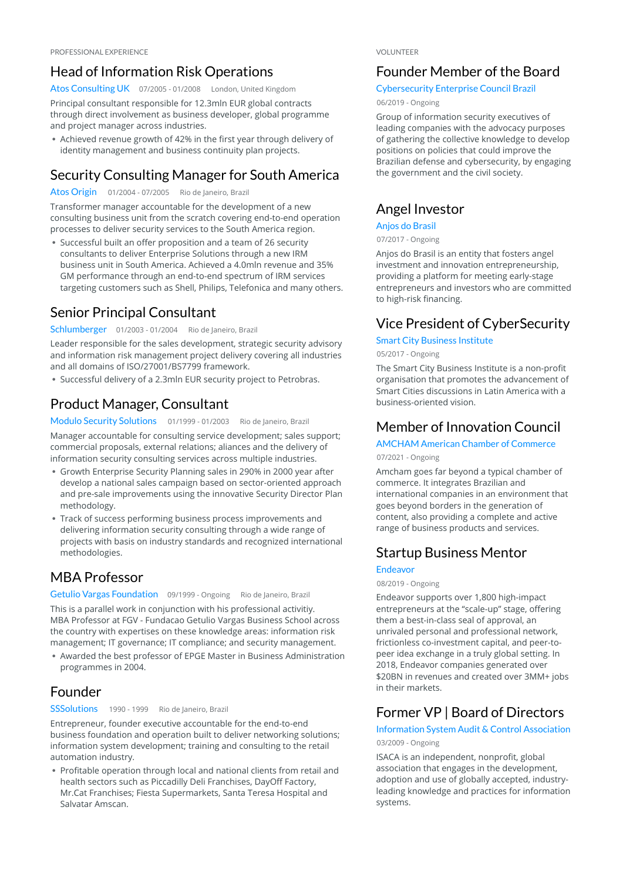PROFESSIONAL EXPERIENCE

## Head of Information Risk Operations

Atos Consulting UK   07/2005 - 01/2008   London, United Kingdom

Principal consultant responsible for 12.3mln EUR global contracts through direct involvement as business developer, global programme and project manager across industries.

- Achieved revenue growth of 42% in the first year through delivery of identity management and business continuity plan projects.

## Security Consulting Manager for South America

Atos Origin   01/2004 - 07/2005   Rio de Janeiro, Brazil

Transformer manager accountable for the development of a new consulting business unit from the scratch covering end-to-end operation processes to deliver security services to the South America region.

- Successful built an offer proposition and a team of 26 security consultants to deliver Enterprise Solutions through a new IRM business unit in South America. Achieved a 4.0mln revenue and 35% GM performance through an end-to-end spectrum of IRM services targeting customers such as Shell, Philips, Telefonica and many others.

## Senior Principal Consultant

Schlumberger   01/2003 - 01/2004   Rio de Janeiro, Brazil

Leader responsible for the sales development, strategic security advisory and information risk management project delivery covering all industries and all domains of ISO/27001/BS7799 framework.

- Successful delivery of a 2.3mln EUR security project to Petrobras.

## Product Manager, Consultant

Modulo Security Solutions   01/1999 - 01/2003   Rio de Janeiro, Brazil

Manager accountable for consulting service development; sales support; commercial proposals, external relations; alliances and the delivery of information security consulting services across multiple industries.

- Growth Enterprise Security Planning sales in 290% in 2000 year after develop a national sales campaign based on sector-oriented approach and pre-sale improvements using the innovative Security Director Plan methodology.
- Track of success performing business process improvements and delivering information security consulting through a wide range of projects with basis on industry standards and recognized international methodologies.

## MBA Professor

Getulio Vargas Foundation   09/1999 - Ongoing   Rio de Janeiro, Brazil

This is a parallel work in conjunction with his professional activitiy. MBA Professor at FGV - Fundacao Getulio Vargas Business School across the country with expertises on these knowledge areas: information risk management; IT governance; IT compliance; and security management.

- Awarded the best professor of EPGE Master in Business Administration programmes in 2004.

## Founder

SSSolutions   1990 - 1999   Rio de Janeiro, Brazil

Entrepreneur, founder executive accountable for the end-to-end business foundation and operation built to deliver networking solutions; information system development; training and consulting to the retail automation industry.

- Profitable operation through local and national clients from retail and health sectors such as Piccadilly Deli Franchises, DayOff Factory, Mr.Cat Franchises; Fiesta Supermarkets, Santa Teresa Hospital and Salvatar Amscan.

VOLUNTEER

## Founder Member of the Board

Cybersecurity Enterprise Council Brazil

06/2019 - Ongoing

Group of information security executives of leading companies with the advocacy purposes of gathering the collective knowledge to develop positions on policies that could improve the Brazilian defense and cybersecurity, by engaging the government and the civil society.

## Angel Investor

Anjos do Brasil

07/2017 - Ongoing

Anjos do Brasil is an entity that fosters angel investment and innovation entrepreneurship, providing a platform for meeting early-stage entrepreneurs and investors who are committed to high-risk financing.

## Vice President of CyberSecurity

Smart City Business Institute

05/2017 - Ongoing

The Smart City Business Institute is a non-profit organisation that promotes the advancement of Smart Cities discussions in Latin America with a business-oriented vision.

## Member of Innovation Council

AMCHAM American Chamber of Commerce

07/2021 - Ongoing

Amcham goes far beyond a typical chamber of commerce. It integrates Brazilian and international companies in an environment that goes beyond borders in the generation of content, also providing a complete and active range of business products and services.

## Startup Business Mentor

Endeavor

08/2019 - Ongoing

Endeavor supports over 1,800 high-impact entrepreneurs at the “scale-up” stage, offering them a best-in-class seal of approval, an unrivaled personal and professional network, frictionless co-investment capital, and peer-to-peer idea exchange in a truly global setting. In 2018, Endeavor companies generated over $20BN in revenues and created over 3MM+ jobs in their markets.

## Former VP | Board of Directors

Information System Audit & Control Association

03/2009 - Ongoing

ISACA is an independent, nonprofit, global association that engages in the development, adoption and use of globally accepted, industry-leading knowledge and practices for information systems.